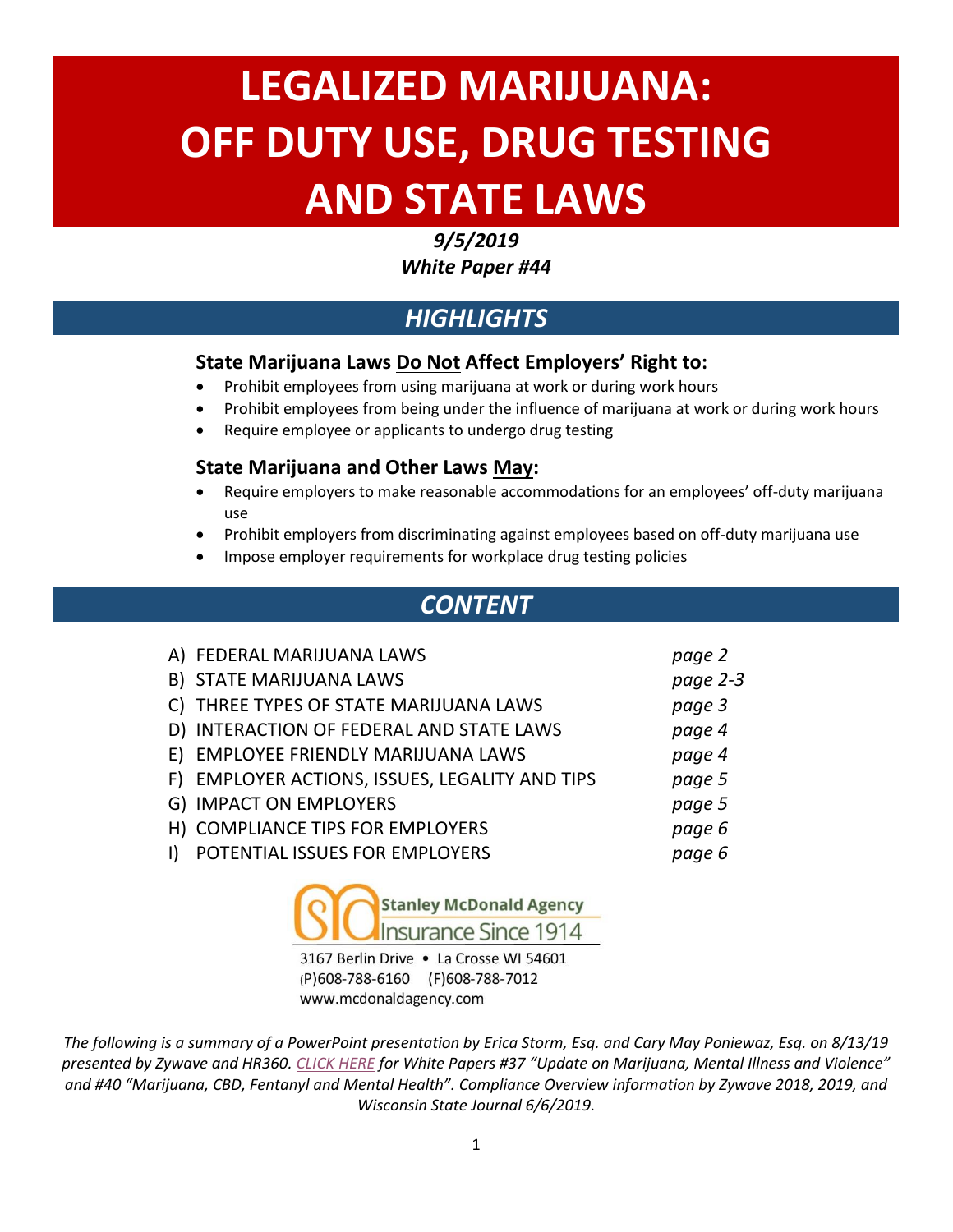# LEGALIZED MARIJUANA: OFF DUTY USE, DRUG TESTING AND STATE LAWS

***9/5/2019***
***White Paper #44***

## *HIGHLIGHTS*

### State Marijuana Laws Do Not Affect Employers' Right to:

- Prohibit employees from using marijuana at work or during work hours
- Prohibit employees from being under the influence of marijuana at work or during work hours
- Require employee or applicants to undergo drug testing

### State Marijuana and Other Laws May:

- Require employers to make reasonable accommodations for an employees' off-duty marijuana use
- Prohibit employers from discriminating against employees based on off-duty marijuana use
- Impose employer requirements for workplace drug testing policies

## *CONTENT*

| | |
|---|---|
| A) FEDERAL MARIJUANA LAWS | *page 2* |
| B) STATE MARIJUANA LAWS | *page 2-3* |
| C) THREE TYPES OF STATE MARIJUANA LAWS | *page 3* |
| D) INTERACTION OF FEDERAL AND STATE LAWS | *page 4* |
| E) EMPLOYEE FRIENDLY MARIJUANA LAWS | *page 4* |
| F) EMPLOYER ACTIONS, ISSUES, LEGALITY AND TIPS | *page 5* |
| G) IMPACT ON EMPLOYERS | *page 5* |
| H) COMPLIANCE TIPS FOR EMPLOYERS | *page 6* |
| I) POTENTIAL ISSUES FOR EMPLOYERS | *page 6* |

Stanley McDonald Agency
Insurance Since 1914

3167 Berlin Drive • La Crosse WI 54601
(P)608-788-6160 (F)608-788-7012
www.mcdonaldagency.com

*The following is a summary of a PowerPoint presentation by Erica Storm, Esq. and Cary May Poniewaz, Esq. on 8/13/19 presented by Zywave and HR360. CLICK HERE for White Papers #37 "Update on Marijuana, Mental Illness and Violence" and #40 "Marijuana, CBD, Fentanyl and Mental Health". Compliance Overview information by Zywave 2018, 2019, and Wisconsin State Journal 6/6/2019.*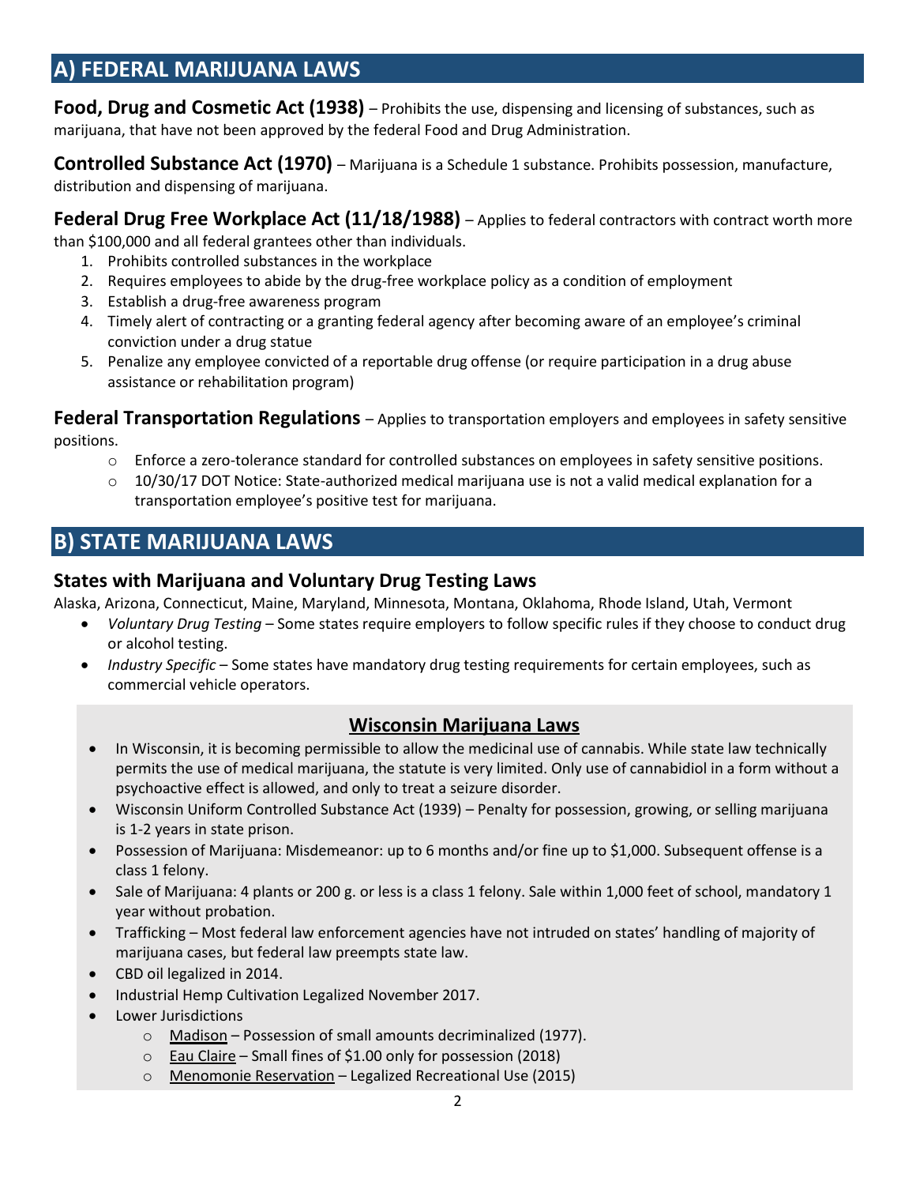## A) FEDERAL MARIJUANA LAWS

**Food, Drug and Cosmetic Act (1938)** – Prohibits the use, dispensing and licensing of substances, such as marijuana, that have not been approved by the federal Food and Drug Administration.

**Controlled Substance Act (1970)** – Marijuana is a Schedule 1 substance. Prohibits possession, manufacture, distribution and dispensing of marijuana.

**Federal Drug Free Workplace Act (11/18/1988)** – Applies to federal contractors with contract worth more than $100,000 and all federal grantees other than individuals.

1. Prohibits controlled substances in the workplace
2. Requires employees to abide by the drug-free workplace policy as a condition of employment
3. Establish a drug-free awareness program
4. Timely alert of contracting or a granting federal agency after becoming aware of an employee's criminal conviction under a drug statue
5. Penalize any employee convicted of a reportable drug offense (or require participation in a drug abuse assistance or rehabilitation program)

**Federal Transportation Regulations** – Applies to transportation employers and employees in safety sensitive positions.

- Enforce a zero-tolerance standard for controlled substances on employees in safety sensitive positions.
- 10/30/17 DOT Notice: State-authorized medical marijuana use is not a valid medical explanation for a transportation employee's positive test for marijuana.

## B) STATE MARIJUANA LAWS

### States with Marijuana and Voluntary Drug Testing Laws

Alaska, Arizona, Connecticut, Maine, Maryland, Minnesota, Montana, Oklahoma, Rhode Island, Utah, Vermont

- *Voluntary Drug Testing* – Some states require employers to follow specific rules if they choose to conduct drug or alcohol testing.
- *Industry Specific* – Some states have mandatory drug testing requirements for certain employees, such as commercial vehicle operators.

### Wisconsin Marijuana Laws

- In Wisconsin, it is becoming permissible to allow the medicinal use of cannabis. While state law technically permits the use of medical marijuana, the statute is very limited. Only use of cannabidiol in a form without a psychoactive effect is allowed, and only to treat a seizure disorder.
- Wisconsin Uniform Controlled Substance Act (1939) – Penalty for possession, growing, or selling marijuana is 1-2 years in state prison.
- Possession of Marijuana: Misdemeanor: up to 6 months and/or fine up to $1,000. Subsequent offense is a class 1 felony.
- Sale of Marijuana: 4 plants or 200 g. or less is a class 1 felony. Sale within 1,000 feet of school, mandatory 1 year without probation.
- Trafficking – Most federal law enforcement agencies have not intruded on states' handling of majority of marijuana cases, but federal law preempts state law.
- CBD oil legalized in 2014.
- Industrial Hemp Cultivation Legalized November 2017.
- Lower Jurisdictions
  - Madison – Possession of small amounts decriminalized (1977).
  - Eau Claire – Small fines of $1.00 only for possession (2018)
  - Menomonie Reservation – Legalized Recreational Use (2015)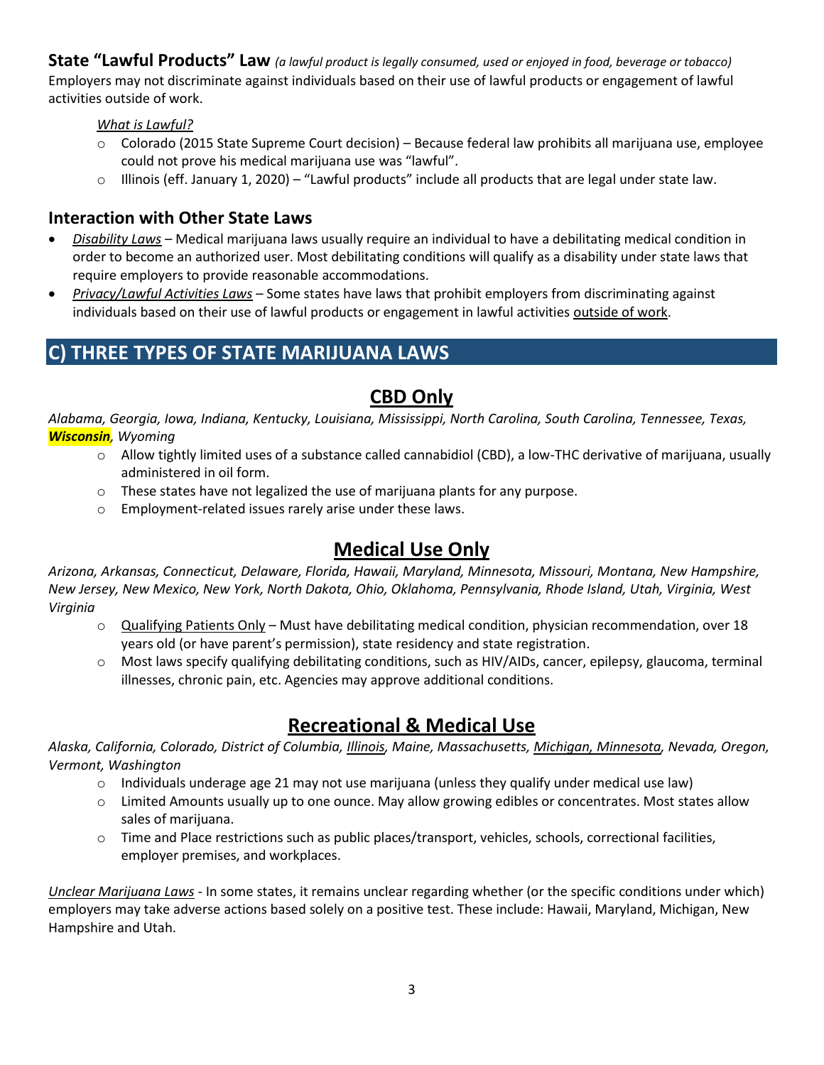### State "Lawful Products" Law *(a lawful product is legally consumed, used or enjoyed in food, beverage or tobacco)*

Employers may not discriminate against individuals based on their use of lawful products or engagement of lawful activities outside of work.

*What is Lawful?*

- Colorado (2015 State Supreme Court decision) – Because federal law prohibits all marijuana use, employee could not prove his medical marijuana use was "lawful".
- Illinois (eff. January 1, 2020) – "Lawful products" include all products that are legal under state law.

### Interaction with Other State Laws

- *Disability Laws* – Medical marijuana laws usually require an individual to have a debilitating medical condition in order to become an authorized user. Most debilitating conditions will qualify as a disability under state laws that require employers to provide reasonable accommodations.
- *Privacy/Lawful Activities Laws* – Some states have laws that prohibit employers from discriminating against individuals based on their use of lawful products or engagement in lawful activities outside of work.

## C) THREE TYPES OF STATE MARIJUANA LAWS

### CBD Only

*Alabama, Georgia, Iowa, Indiana, Kentucky, Louisiana, Mississippi, North Carolina, South Carolina, Tennessee, Texas,* ***Wisconsin****, Wyoming*

- Allow tightly limited uses of a substance called cannabidiol (CBD), a low-THC derivative of marijuana, usually administered in oil form.
- These states have not legalized the use of marijuana plants for any purpose.
- Employment-related issues rarely arise under these laws.

### Medical Use Only

*Arizona, Arkansas, Connecticut, Delaware, Florida, Hawaii, Maryland, Minnesota, Missouri, Montana, New Hampshire, New Jersey, New Mexico, New York, North Dakota, Ohio, Oklahoma, Pennsylvania, Rhode Island, Utah, Virginia, West Virginia*

- Qualifying Patients Only – Must have debilitating medical condition, physician recommendation, over 18 years old (or have parent's permission), state residency and state registration.
- Most laws specify qualifying debilitating conditions, such as HIV/AIDs, cancer, epilepsy, glaucoma, terminal illnesses, chronic pain, etc. Agencies may approve additional conditions.

### Recreational & Medical Use

*Alaska, California, Colorado, District of Columbia, Illinois, Maine, Massachusetts, Michigan, Minnesota, Nevada, Oregon, Vermont, Washington*

- Individuals underage 21 may not use marijuana (unless they qualify under medical use law)
- Limited Amounts usually up to one ounce. May allow growing edibles or concentrates. Most states allow sales of marijuana.
- Time and Place restrictions such as public places/transport, vehicles, schools, correctional facilities, employer premises, and workplaces.

*Unclear Marijuana Laws* - In some states, it remains unclear regarding whether (or the specific conditions under which) employers may take adverse actions based solely on a positive test. These include: Hawaii, Maryland, Michigan, New Hampshire and Utah.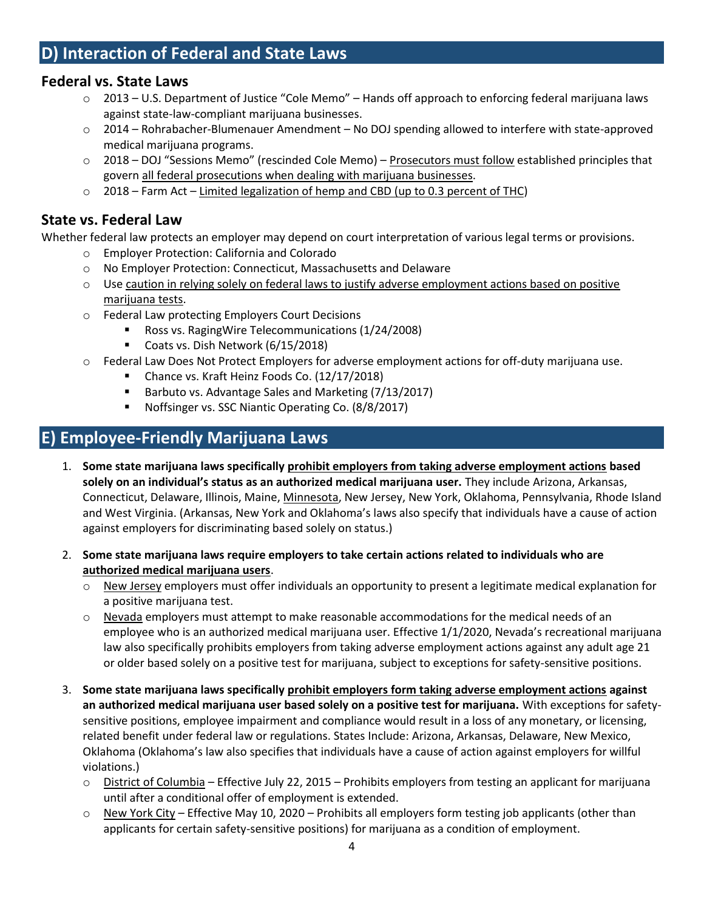## D) Interaction of Federal and State Laws

### Federal vs. State Laws

- 2013 – U.S. Department of Justice "Cole Memo" – Hands off approach to enforcing federal marijuana laws against state-law-compliant marijuana businesses.
- 2014 – Rohrabacher-Blumenauer Amendment – No DOJ spending allowed to interfere with state-approved medical marijuana programs.
- 2018 – DOJ "Sessions Memo" (rescinded Cole Memo) – Prosecutors must follow established principles that govern all federal prosecutions when dealing with marijuana businesses.
- 2018 – Farm Act – Limited legalization of hemp and CBD (up to 0.3 percent of THC)

### State vs. Federal Law

Whether federal law protects an employer may depend on court interpretation of various legal terms or provisions.

- Employer Protection: California and Colorado
- No Employer Protection: Connecticut, Massachusetts and Delaware
- Use caution in relying solely on federal laws to justify adverse employment actions based on positive marijuana tests.
- Federal Law protecting Employers Court Decisions
  - Ross vs. RagingWire Telecommunications (1/24/2008)
  - Coats vs. Dish Network (6/15/2018)
- Federal Law Does Not Protect Employers for adverse employment actions for off-duty marijuana use.
  - Chance vs. Kraft Heinz Foods Co. (12/17/2018)
  - Barbuto vs. Advantage Sales and Marketing (7/13/2017)
  - Noffsinger vs. SSC Niantic Operating Co. (8/8/2017)

## E) Employee-Friendly Marijuana Laws

1. **Some state marijuana laws specifically prohibit employers from taking adverse employment actions based solely on an individual's status as an authorized medical marijuana user.** They include Arizona, Arkansas, Connecticut, Delaware, Illinois, Maine, Minnesota, New Jersey, New York, Oklahoma, Pennsylvania, Rhode Island and West Virginia. (Arkansas, New York and Oklahoma's laws also specify that individuals have a cause of action against employers for discriminating based solely on status.)

2. **Some state marijuana laws require employers to take certain actions related to individuals who are authorized medical marijuana users**.
   - New Jersey employers must offer individuals an opportunity to present a legitimate medical explanation for a positive marijuana test.
   - Nevada employers must attempt to make reasonable accommodations for the medical needs of an employee who is an authorized medical marijuana user. Effective 1/1/2020, Nevada's recreational marijuana law also specifically prohibits employers from taking adverse employment actions against any adult age 21 or older based solely on a positive test for marijuana, subject to exceptions for safety-sensitive positions.

3. **Some state marijuana laws specifically prohibit employers form taking adverse employment actions against an authorized medical marijuana user based solely on a positive test for marijuana.** With exceptions for safety-sensitive positions, employee impairment and compliance would result in a loss of any monetary, or licensing, related benefit under federal law or regulations. States Include: Arizona, Arkansas, Delaware, New Mexico, Oklahoma (Oklahoma's law also specifies that individuals have a cause of action against employers for willful violations.)
   - District of Columbia – Effective July 22, 2015 – Prohibits employers from testing an applicant for marijuana until after a conditional offer of employment is extended.
   - New York City – Effective May 10, 2020 – Prohibits all employers form testing job applicants (other than applicants for certain safety-sensitive positions) for marijuana as a condition of employment.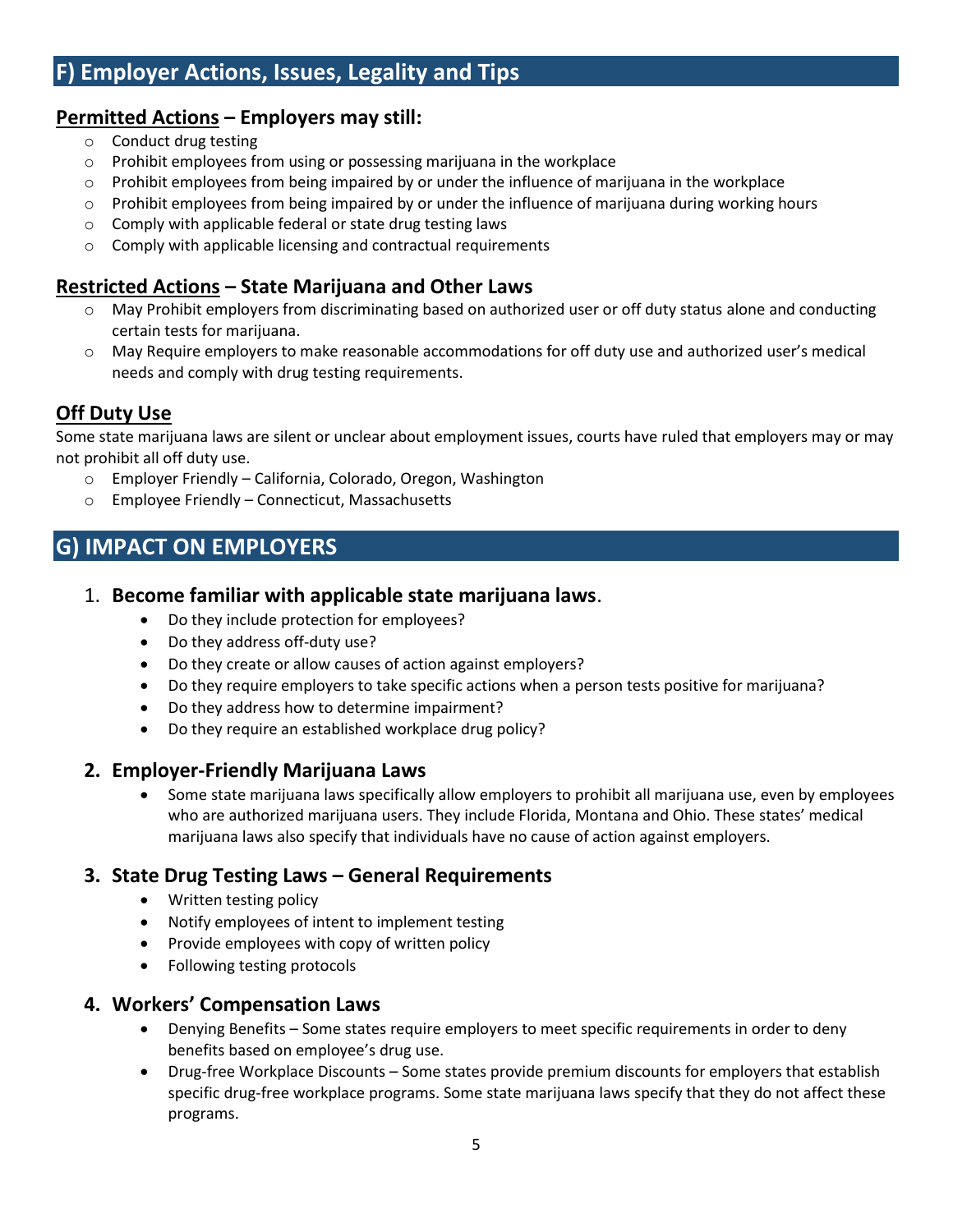## F) Employer Actions, Issues, Legality and Tips

### **Permitted Actions – Employers may still:**

- Conduct drug testing
- Prohibit employees from using or possessing marijuana in the workplace
- Prohibit employees from being impaired by or under the influence of marijuana in the workplace
- Prohibit employees from being impaired by or under the influence of marijuana during working hours
- Comply with applicable federal or state drug testing laws
- Comply with applicable licensing and contractual requirements

### **Restricted Actions – State Marijuana and Other Laws**

- May Prohibit employers from discriminating based on authorized user or off duty status alone and conducting certain tests for marijuana.
- May Require employers to make reasonable accommodations for off duty use and authorized user's medical needs and comply with drug testing requirements.

### **Off Duty Use**

Some state marijuana laws are silent or unclear about employment issues, courts have ruled that employers may or may not prohibit all off duty use.

- Employer Friendly – California, Colorado, Oregon, Washington
- Employee Friendly – Connecticut, Massachusetts

## G) IMPACT ON EMPLOYERS

1. **Become familiar with applicable state marijuana laws**.
   - Do they include protection for employees?
   - Do they address off-duty use?
   - Do they create or allow causes of action against employers?
   - Do they require employers to take specific actions when a person tests positive for marijuana?
   - Do they address how to determine impairment?
   - Do they require an established workplace drug policy?

2. **Employer-Friendly Marijuana Laws**
   - Some state marijuana laws specifically allow employers to prohibit all marijuana use, even by employees who are authorized marijuana users. They include Florida, Montana and Ohio. These states' medical marijuana laws also specify that individuals have no cause of action against employers.

3. **State Drug Testing Laws – General Requirements**
   - Written testing policy
   - Notify employees of intent to implement testing
   - Provide employees with copy of written policy
   - Following testing protocols

4. **Workers' Compensation Laws**
   - Denying Benefits – Some states require employers to meet specific requirements in order to deny benefits based on employee's drug use.
   - Drug-free Workplace Discounts – Some states provide premium discounts for employers that establish specific drug-free workplace programs. Some state marijuana laws specify that they do not affect these programs.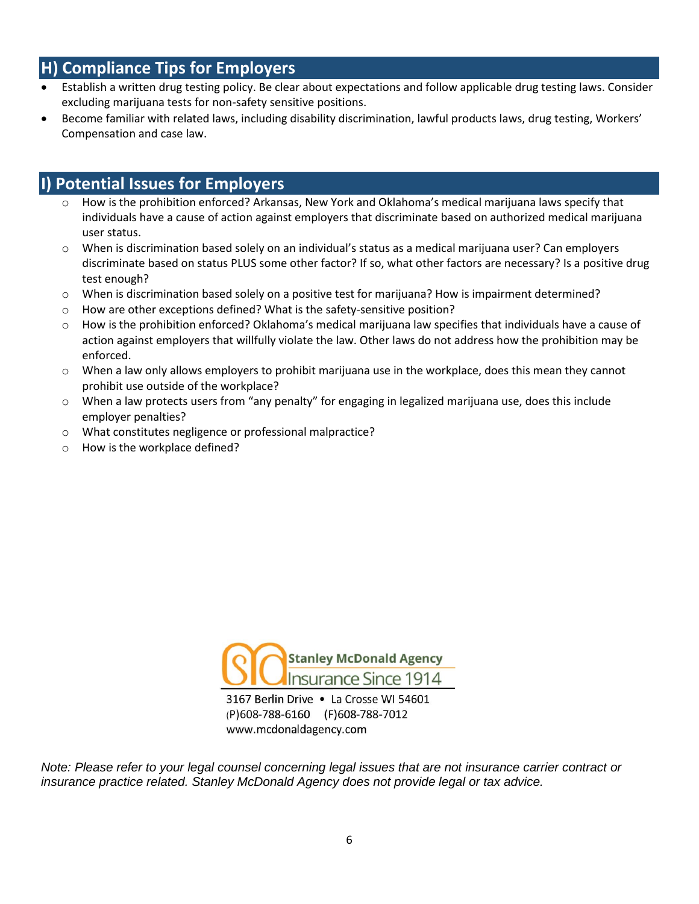## H) Compliance Tips for Employers

- Establish a written drug testing policy. Be clear about expectations and follow applicable drug testing laws. Consider excluding marijuana tests for non-safety sensitive positions.
- Become familiar with related laws, including disability discrimination, lawful products laws, drug testing, Workers' Compensation and case law.

## I) Potential Issues for Employers

- How is the prohibition enforced? Arkansas, New York and Oklahoma's medical marijuana laws specify that individuals have a cause of action against employers that discriminate based on authorized medical marijuana user status.
- When is discrimination based solely on an individual's status as a medical marijuana user? Can employers discriminate based on status PLUS some other factor? If so, what other factors are necessary? Is a positive drug test enough?
- When is discrimination based solely on a positive test for marijuana? How is impairment determined?
- How are other exceptions defined? What is the safety-sensitive position?
- How is the prohibition enforced? Oklahoma's medical marijuana law specifies that individuals have a cause of action against employers that willfully violate the law. Other laws do not address how the prohibition may be enforced.
- When a law only allows employers to prohibit marijuana use in the workplace, does this mean they cannot prohibit use outside of the workplace?
- When a law protects users from "any penalty" for engaging in legalized marijuana use, does this include employer penalties?
- What constitutes negligence or professional malpractice?
- How is the workplace defined?

Stanley McDonald Agency
Insurance Since 1914

3167 Berlin Drive • La Crosse WI 54601
(P)608-788-6160 (F)608-788-7012
www.mcdonaldagency.com

*Note: Please refer to your legal counsel concerning legal issues that are not insurance carrier contract or insurance practice related. Stanley McDonald Agency does not provide legal or tax advice.*